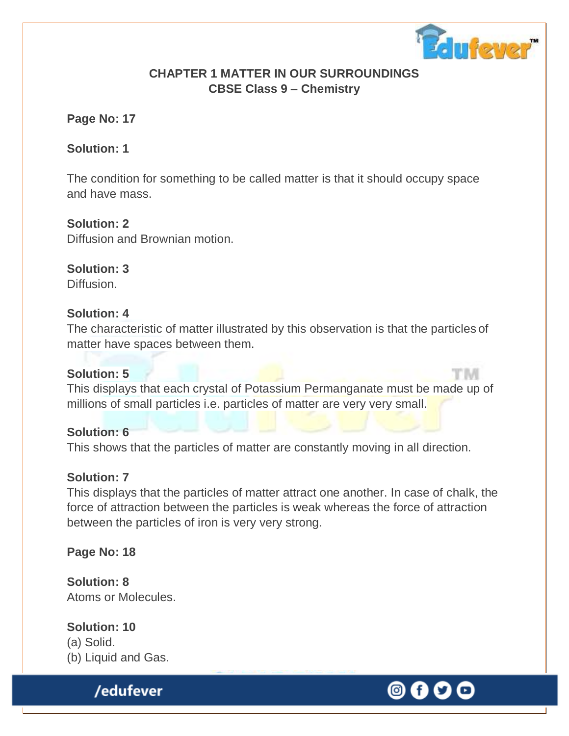# CHAPTER 1 MATTER IN OUR SURROUNDINGS
## CBSE Class 9 – Chemistry

**Page No: 17**

**Solution: 1**

The condition for something to be called matter is that it should occupy space and have mass.

**Solution: 2**
Diffusion and Brownian motion.

**Solution: 3**
Diffusion.

**Solution: 4**
The characteristic of matter illustrated by this observation is that the particles of matter have spaces between them.

**Solution: 5**
This displays that each crystal of Potassium Permanganate must be made up of millions of small particles i.e. particles of matter are very very small.

**Solution: 6**
This shows that the particles of matter are constantly moving in all direction.

**Solution: 7**
This displays that the particles of matter attract one another. In case of chalk, the force of attraction between the particles is weak whereas the force of attraction between the particles of iron is very very strong.

**Page No: 18**

**Solution: 8**
Atoms or Molecules.

**Solution: 10**
(a) Solid.
(b) Liquid and Gas.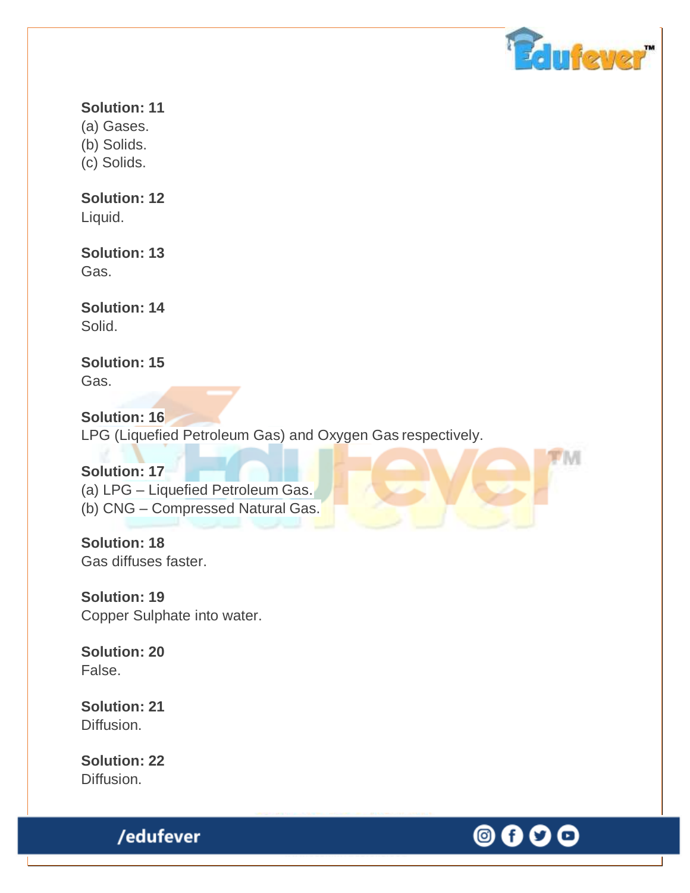**Solution: 11**
(a) Gases.
(b) Solids.
(c) Solids.

**Solution: 12**
Liquid.

**Solution: 13**
Gas.

**Solution: 14**
Solid.

**Solution: 15**
Gas.

**Solution: 16**
LPG (Liquefied Petroleum Gas) and Oxygen Gas respectively.

**Solution: 17**
(a) LPG – Liquefied Petroleum Gas.
(b) CNG – Compressed Natural Gas.

**Solution: 18**
Gas diffuses faster.

**Solution: 19**
Copper Sulphate into water.

**Solution: 20**
False.

**Solution: 21**
Diffusion.

**Solution: 22**
Diffusion.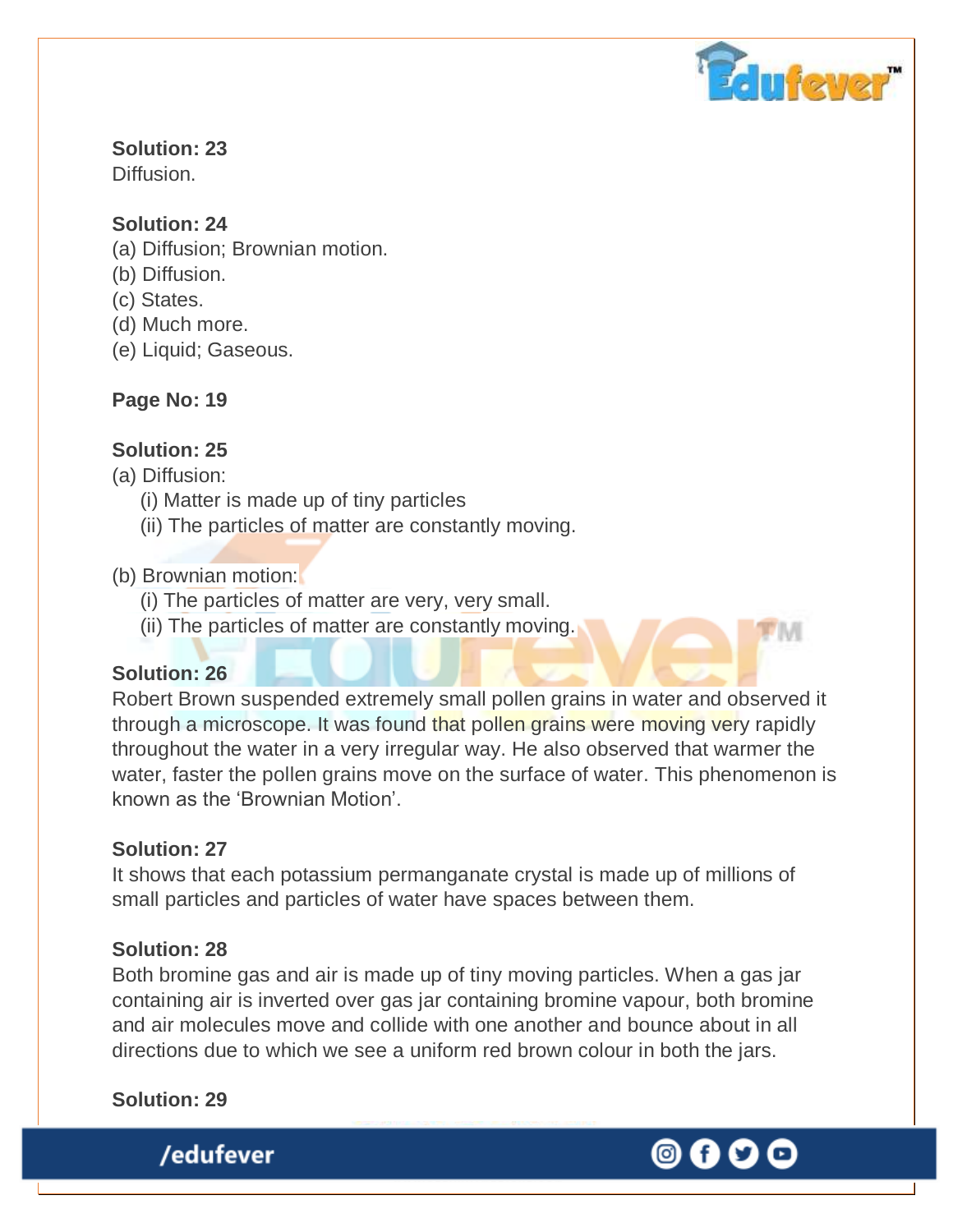**Solution: 23**
Diffusion.

**Solution: 24**
(a) Diffusion; Brownian motion.
(b) Diffusion.
(c) States.
(d) Much more.
(e) Liquid; Gaseous.

**Page No: 19**

**Solution: 25**
(a) Diffusion:
  (i) Matter is made up of tiny particles
  (ii) The particles of matter are constantly moving.

(b) Brownian motion:
  (i) The particles of matter are very, very small.
  (ii) The particles of matter are constantly moving.

**Solution: 26**
Robert Brown suspended extremely small pollen grains in water and observed it through a microscope. It was found that pollen grains were moving very rapidly throughout the water in a very irregular way. He also observed that warmer the water, faster the pollen grains move on the surface of water. This phenomenon is known as the 'Brownian Motion'.

**Solution: 27**
It shows that each potassium permanganate crystal is made up of millions of small particles and particles of water have spaces between them.

**Solution: 28**
Both bromine gas and air is made up of tiny moving particles. When a gas jar containing air is inverted over gas jar containing bromine vapour, both bromine and air molecules move and collide with one another and bounce about in all directions due to which we see a uniform red brown colour in both the jars.

**Solution: 29**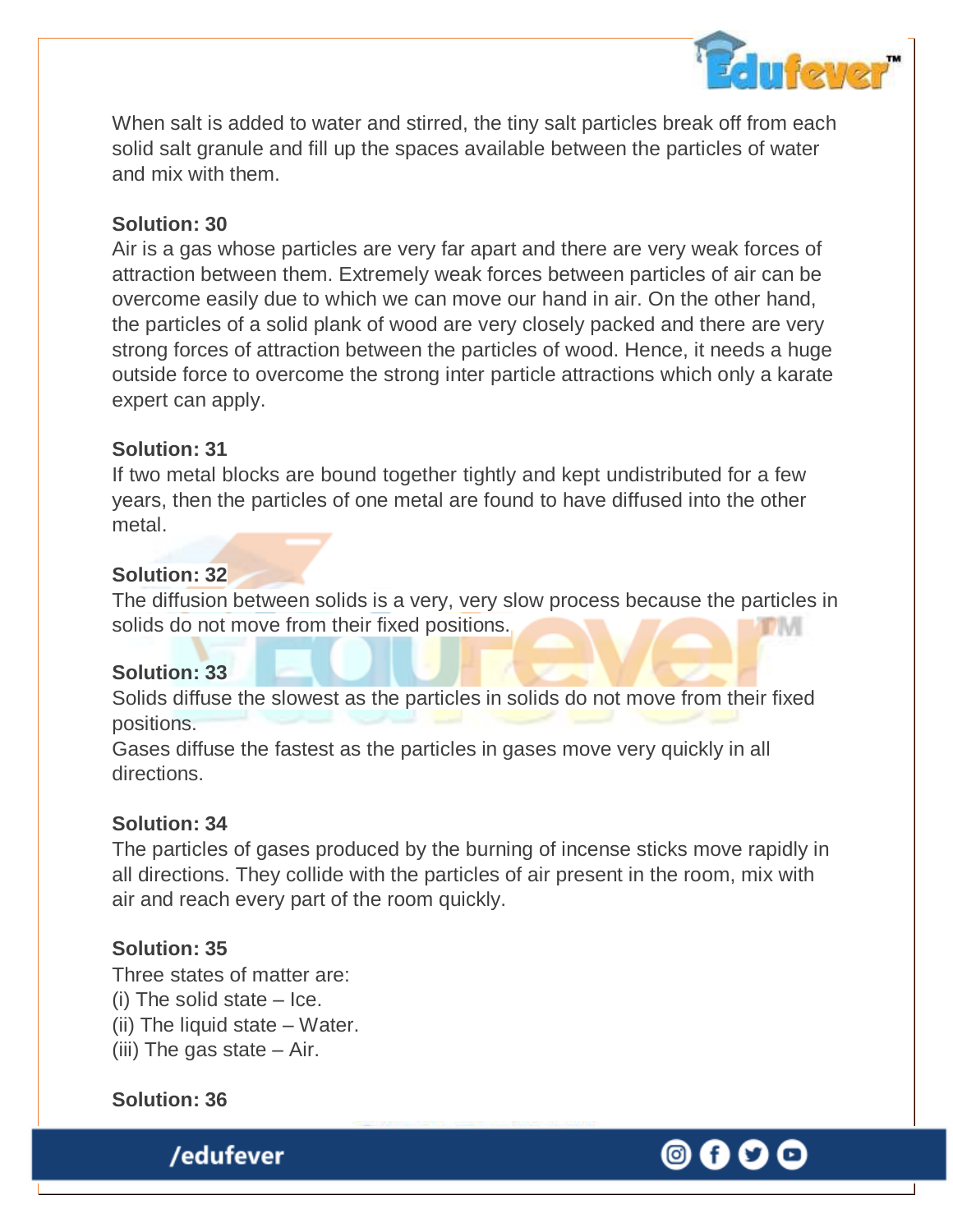When salt is added to water and stirred, the tiny salt particles break off from each solid salt granule and fill up the spaces available between the particles of water and mix with them.

**Solution: 30**

Air is a gas whose particles are very far apart and there are very weak forces of attraction between them. Extremely weak forces between particles of air can be overcome easily due to which we can move our hand in air. On the other hand, the particles of a solid plank of wood are very closely packed and there are very strong forces of attraction between the particles of wood. Hence, it needs a huge outside force to overcome the strong inter particle attractions which only a karate expert can apply.

**Solution: 31**

If two metal blocks are bound together tightly and kept undistributed for a few years, then the particles of one metal are found to have diffused into the other metal.

**Solution: 32**

The diffusion between solids is a very, very slow process because the particles in solids do not move from their fixed positions.

**Solution: 33**

Solids diffuse the slowest as the particles in solids do not move from their fixed positions.

Gases diffuse the fastest as the particles in gases move very quickly in all directions.

**Solution: 34**

The particles of gases produced by the burning of incense sticks move rapidly in all directions. They collide with the particles of air present in the room, mix with air and reach every part of the room quickly.

**Solution: 35**

Three states of matter are:

(i) The solid state – Ice.

(ii) The liquid state – Water.

(iii) The gas state – Air.

**Solution: 36**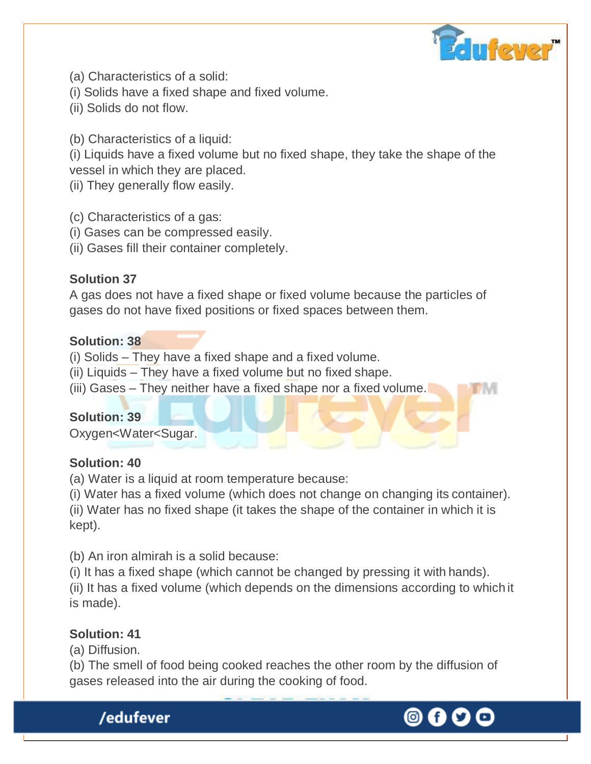(a) Characteristics of a solid:
(i) Solids have a fixed shape and fixed volume.
(ii) Solids do not flow.

(b) Characteristics of a liquid:
(i) Liquids have a fixed volume but no fixed shape, they take the shape of the vessel in which they are placed.
(ii) They generally flow easily.

(c) Characteristics of a gas:
(i) Gases can be compressed easily.
(ii) Gases fill their container completely.

**Solution 37**
A gas does not have a fixed shape or fixed volume because the particles of gases do not have fixed positions or fixed spaces between them.

**Solution: 38**
(i) Solids – They have a fixed shape and a fixed volume.
(ii) Liquids – They have a fixed volume but no fixed shape.
(iii) Gases – They neither have a fixed shape nor a fixed volume.

**Solution: 39**
Oxygen<Water<Sugar.

**Solution: 40**
(a) Water is a liquid at room temperature because:
(i) Water has a fixed volume (which does not change on changing its container).
(ii) Water has no fixed shape (it takes the shape of the container in which it is kept).

(b) An iron almirah is a solid because:
(i) It has a fixed shape (which cannot be changed by pressing it with hands).
(ii) It has a fixed volume (which depends on the dimensions according to which it is made).

**Solution: 41**
(a) Diffusion.
(b) The smell of food being cooked reaches the other room by the diffusion of gases released into the air during the cooking of food.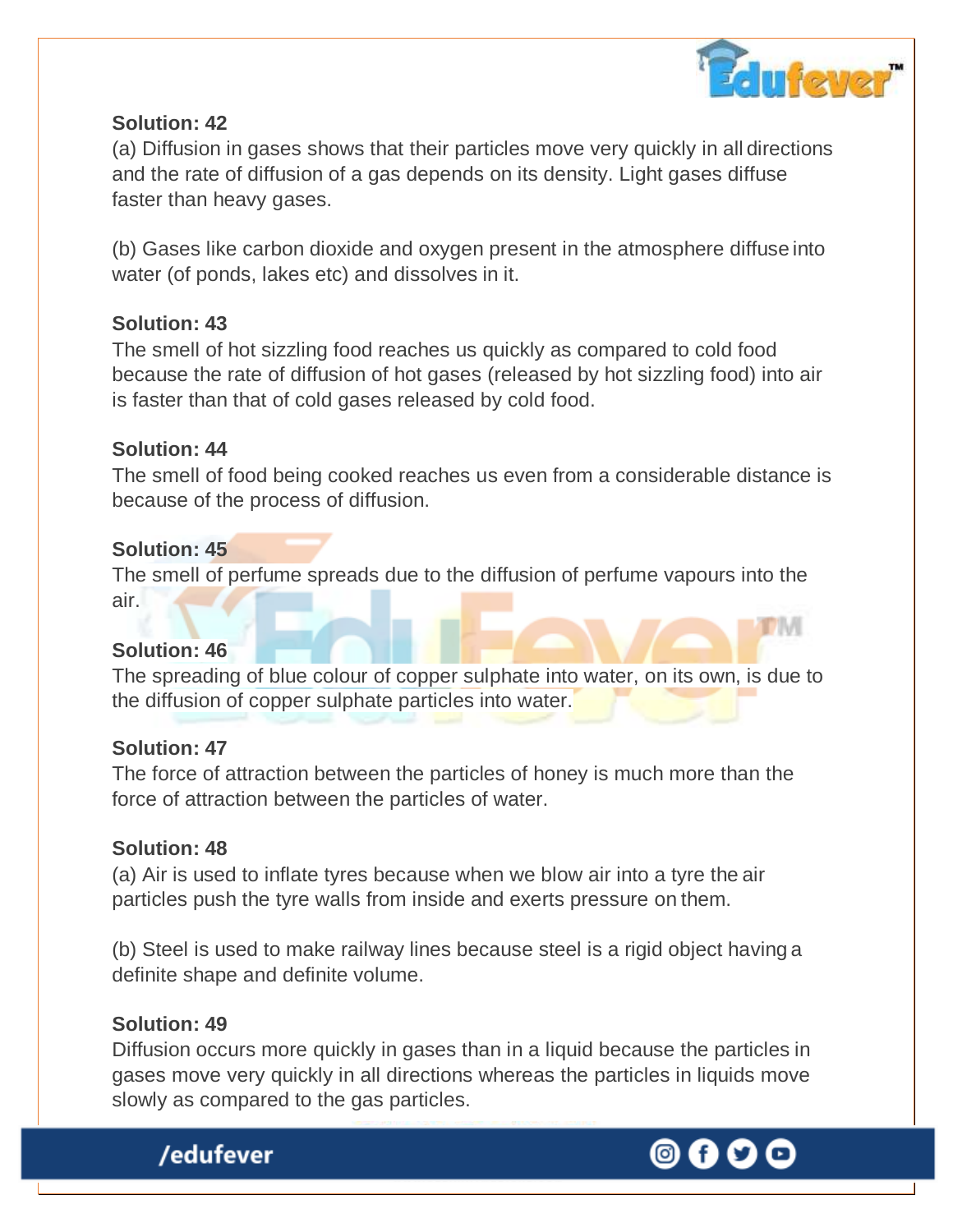**Solution: 42**

(a) Diffusion in gases shows that their particles move very quickly in all directions and the rate of diffusion of a gas depends on its density. Light gases diffuse faster than heavy gases.

(b) Gases like carbon dioxide and oxygen present in the atmosphere diffuse into water (of ponds, lakes etc) and dissolves in it.

**Solution: 43**

The smell of hot sizzling food reaches us quickly as compared to cold food because the rate of diffusion of hot gases (released by hot sizzling food) into air is faster than that of cold gases released by cold food.

**Solution: 44**

The smell of food being cooked reaches us even from a considerable distance is because of the process of diffusion.

**Solution: 45**

The smell of perfume spreads due to the diffusion of perfume vapours into the air.

**Solution: 46**

The spreading of blue colour of copper sulphate into water, on its own, is due to the diffusion of copper sulphate particles into water.

**Solution: 47**

The force of attraction between the particles of honey is much more than the force of attraction between the particles of water.

**Solution: 48**

(a) Air is used to inflate tyres because when we blow air into a tyre the air particles push the tyre walls from inside and exerts pressure on them.

(b) Steel is used to make railway lines because steel is a rigid object having a definite shape and definite volume.

**Solution: 49**

Diffusion occurs more quickly in gases than in a liquid because the particles in gases move very quickly in all directions whereas the particles in liquids move slowly as compared to the gas particles.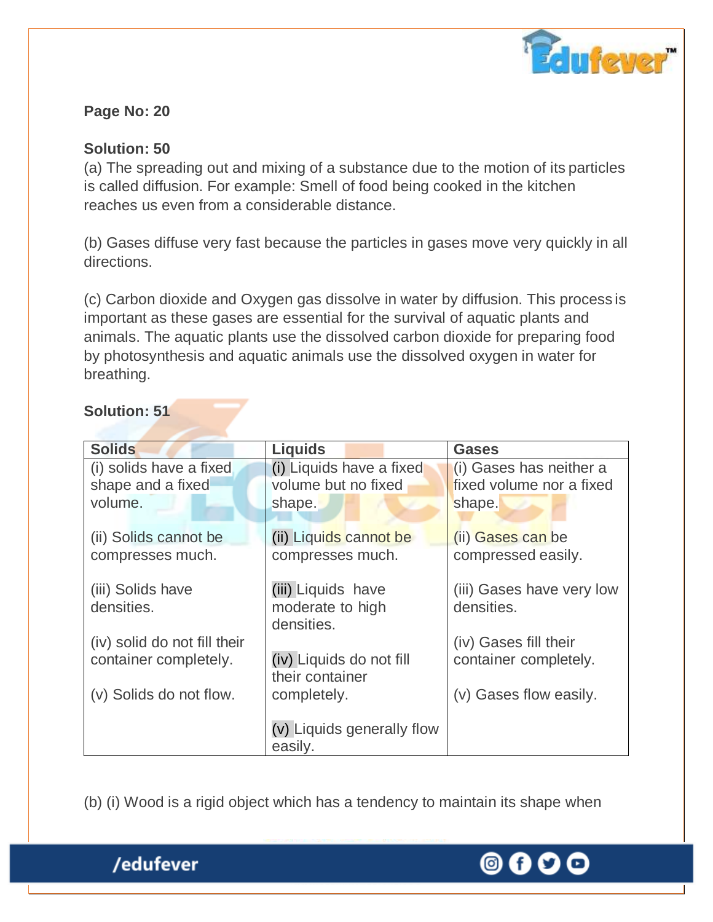**Page No: 20**

**Solution: 50**

(a) The spreading out and mixing of a substance due to the motion of its particles is called diffusion. For example: Smell of food being cooked in the kitchen reaches us even from a considerable distance.

(b) Gases diffuse very fast because the particles in gases move very quickly in all directions.

(c) Carbon dioxide and Oxygen gas dissolve in water by diffusion. This process is important as these gases are essential for the survival of aquatic plants and animals. The aquatic plants use the dissolved carbon dioxide for preparing food by photosynthesis and aquatic animals use the dissolved oxygen in water for breathing.

**Solution: 51**

| Solids | Liquids | Gases |
|---|---|---|
| (i) solids have a fixed shape and a fixed volume.<br><br>(ii) Solids cannot be compresses much.<br><br>(iii) Solids have densities.<br><br>(iv) solid do not fill their container completely.<br><br>(v) Solids do not flow. | (i) Liquids have a fixed volume but no fixed shape.<br><br>(ii) Liquids cannot be compresses much.<br><br>(iii) Liquids have moderate to high densities.<br><br>(iv) Liquids do not fill their container completely.<br><br>(v) Liquids generally flow easily. | (i) Gases has neither a fixed volume nor a fixed shape.<br><br>(ii) Gases can be compressed easily.<br><br>(iii) Gases have very low densities.<br><br>(iv) Gases fill their container completely.<br><br>(v) Gases flow easily. |

(b) (i) Wood is a rigid object which has a tendency to maintain its shape when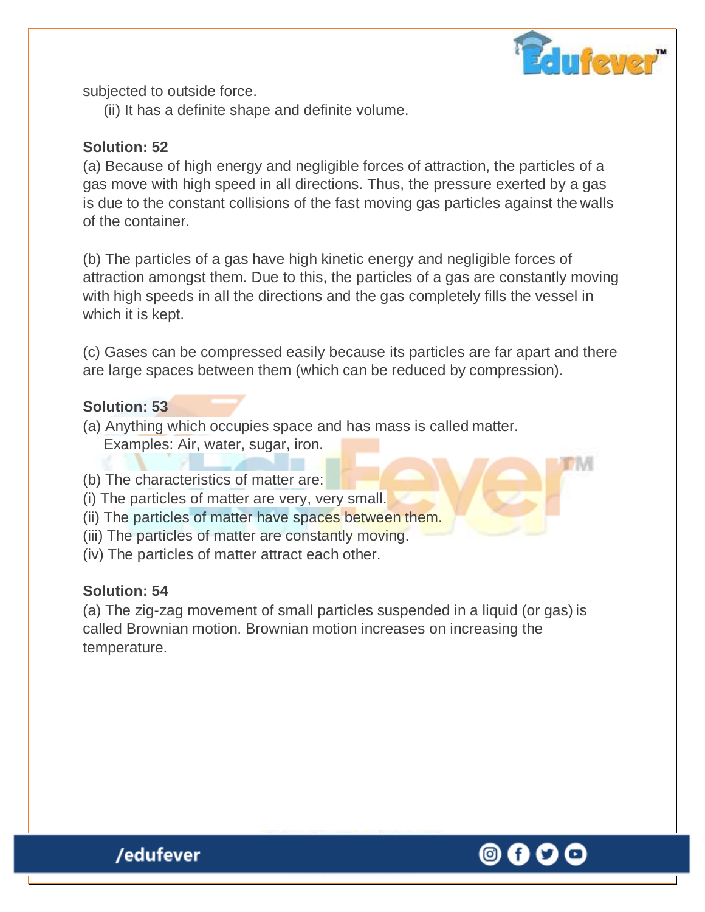subjected to outside force.

(ii) It has a definite shape and definite volume.

**Solution: 52**

(a) Because of high energy and negligible forces of attraction, the particles of a gas move with high speed in all directions. Thus, the pressure exerted by a gas is due to the constant collisions of the fast moving gas particles against the walls of the container.

(b) The particles of a gas have high kinetic energy and negligible forces of attraction amongst them. Due to this, the particles of a gas are constantly moving with high speeds in all the directions and the gas completely fills the vessel in which it is kept.

(c) Gases can be compressed easily because its particles are far apart and there are large spaces between them (which can be reduced by compression).

**Solution: 53**

(a) Anything which occupies space and has mass is called matter.
Examples: Air, water, sugar, iron.

(b) The characteristics of matter are:

(i) The particles of matter are very, very small.

(ii) The particles of matter have spaces between them.

(iii) The particles of matter are constantly moving.

(iv) The particles of matter attract each other.

**Solution: 54**

(a) The zig-zag movement of small particles suspended in a liquid (or gas) is called Brownian motion. Brownian motion increases on increasing the temperature.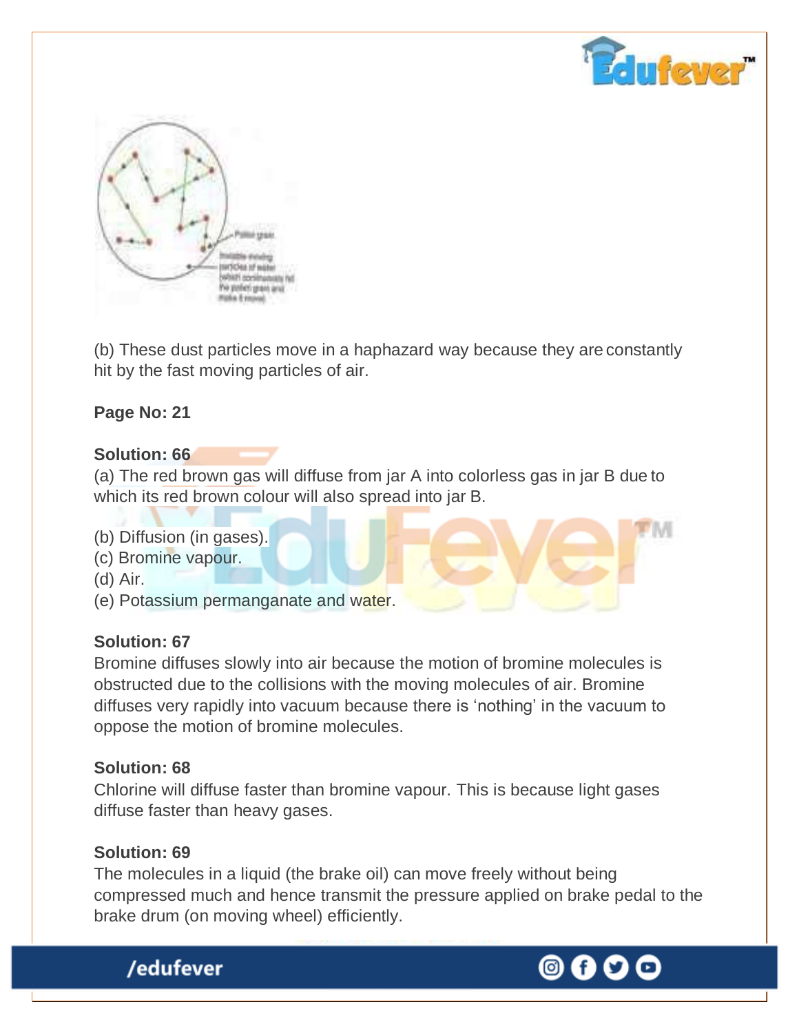(b) These dust particles move in a haphazard way because they are constantly hit by the fast moving particles of air.

**Page No: 21**

**Solution: 66**

(a) The red brown gas will diffuse from jar A into colorless gas in jar B due to which its red brown colour will also spread into jar B.

(b) Diffusion (in gases).
(c) Bromine vapour.
(d) Air.
(e) Potassium permanganate and water.

**Solution: 67**

Bromine diffuses slowly into air because the motion of bromine molecules is obstructed due to the collisions with the moving molecules of air. Bromine diffuses very rapidly into vacuum because there is 'nothing' in the vacuum to oppose the motion of bromine molecules.

**Solution: 68**

Chlorine will diffuse faster than bromine vapour. This is because light gases diffuse faster than heavy gases.

**Solution: 69**

The molecules in a liquid (the brake oil) can move freely without being compressed much and hence transmit the pressure applied on brake pedal to the brake drum (on moving wheel) efficiently.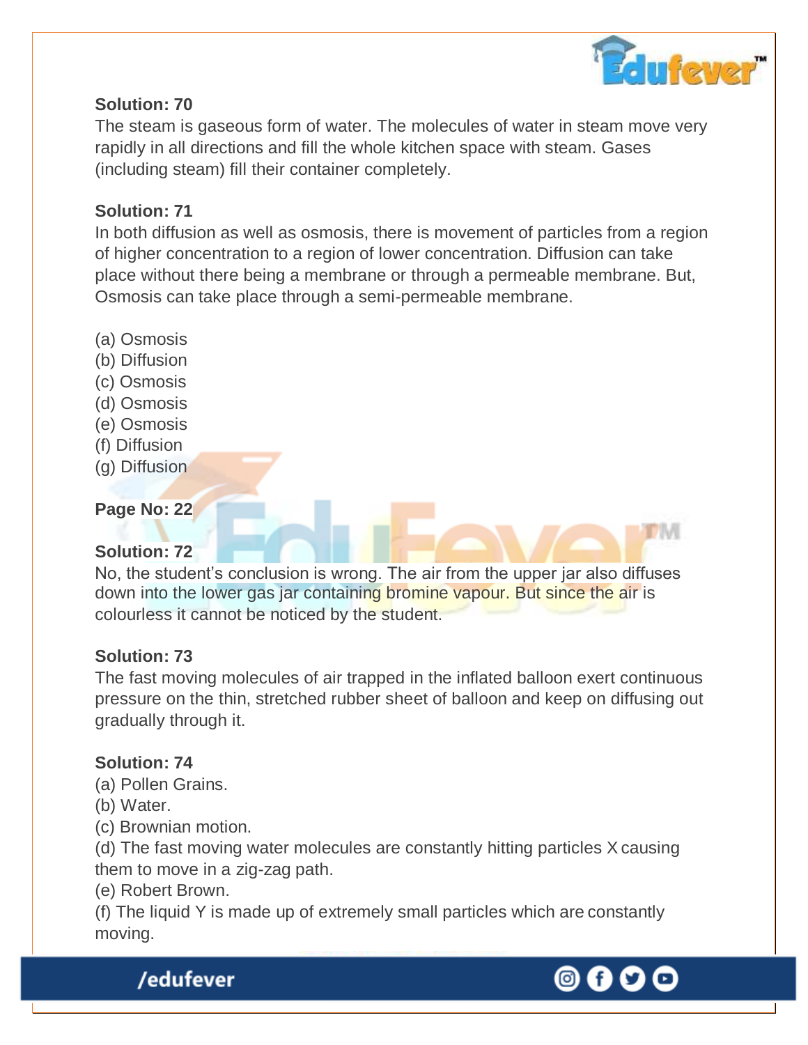**Solution: 70**

The steam is gaseous form of water. The molecules of water in steam move very rapidly in all directions and fill the whole kitchen space with steam. Gases (including steam) fill their container completely.

**Solution: 71**

In both diffusion as well as osmosis, there is movement of particles from a region of higher concentration to a region of lower concentration. Diffusion can take place without there being a membrane or through a permeable membrane. But, Osmosis can take place through a semi-permeable membrane.

(a) Osmosis
(b) Diffusion
(c) Osmosis
(d) Osmosis
(e) Osmosis
(f) Diffusion
(g) Diffusion

**Page No: 22**

**Solution: 72**

No, the student's conclusion is wrong. The air from the upper jar also diffuses down into the lower gas jar containing bromine vapour. But since the air is colourless it cannot be noticed by the student.

**Solution: 73**

The fast moving molecules of air trapped in the inflated balloon exert continuous pressure on the thin, stretched rubber sheet of balloon and keep on diffusing out gradually through it.

**Solution: 74**

(a) Pollen Grains.
(b) Water.
(c) Brownian motion.
(d) The fast moving water molecules are constantly hitting particles X causing them to move in a zig-zag path.
(e) Robert Brown.
(f) The liquid Y is made up of extremely small particles which are constantly moving.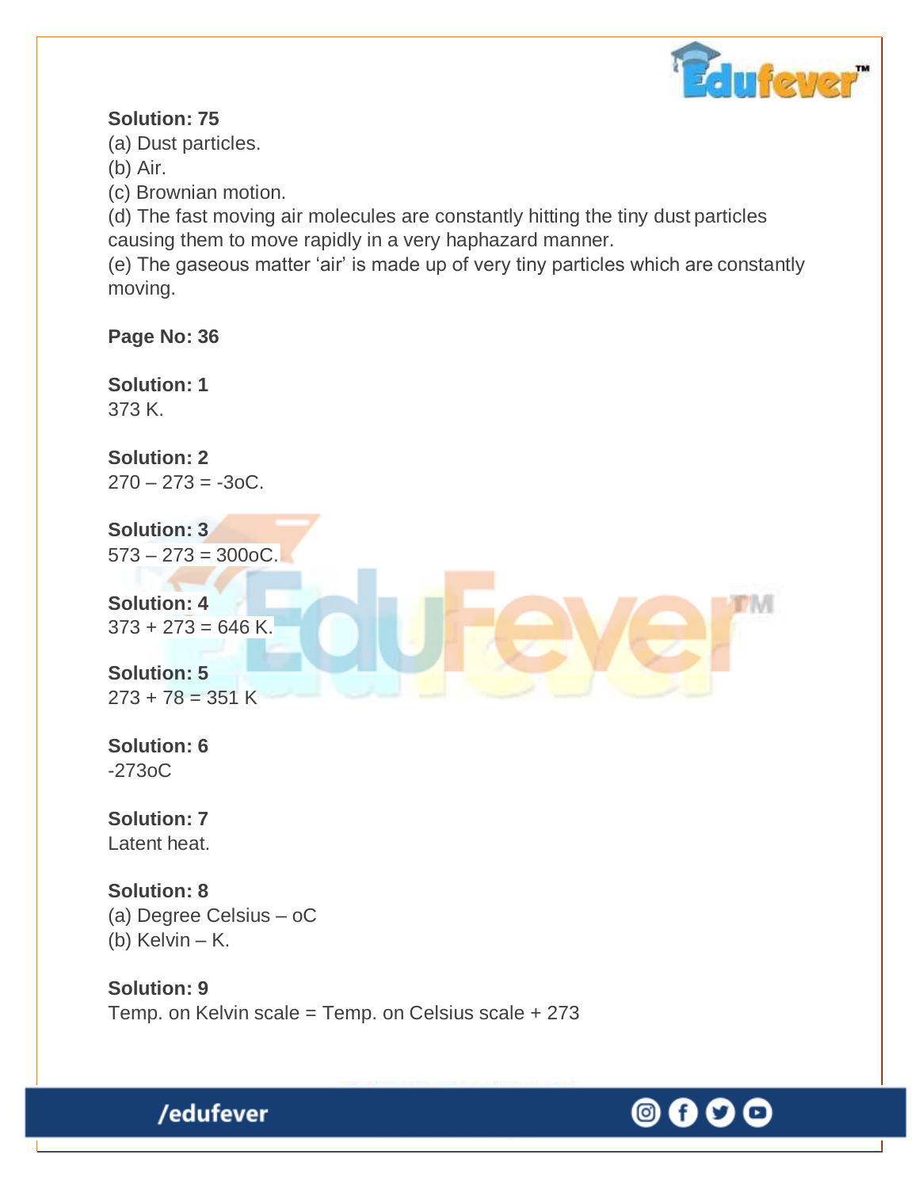**Solution: 75**

(a) Dust particles.

(b) Air.

(c) Brownian motion.

(d) The fast moving air molecules are constantly hitting the tiny dust particles causing them to move rapidly in a very haphazard manner.

(e) The gaseous matter 'air' is made up of very tiny particles which are constantly moving.

**Page No: 36**

**Solution: 1**

373 K.

**Solution: 2**

270 – 273 = -3oC.

**Solution: 3**

573 – 273 = 300oC.

**Solution: 4**

373 + 273 = 646 K.

**Solution: 5**

273 + 78 = 351 K

**Solution: 6**

-273oC

**Solution: 7**

Latent heat.

**Solution: 8**

(a) Degree Celsius – oC

(b) Kelvin – K.

**Solution: 9**

Temp. on Kelvin scale = Temp. on Celsius scale + 273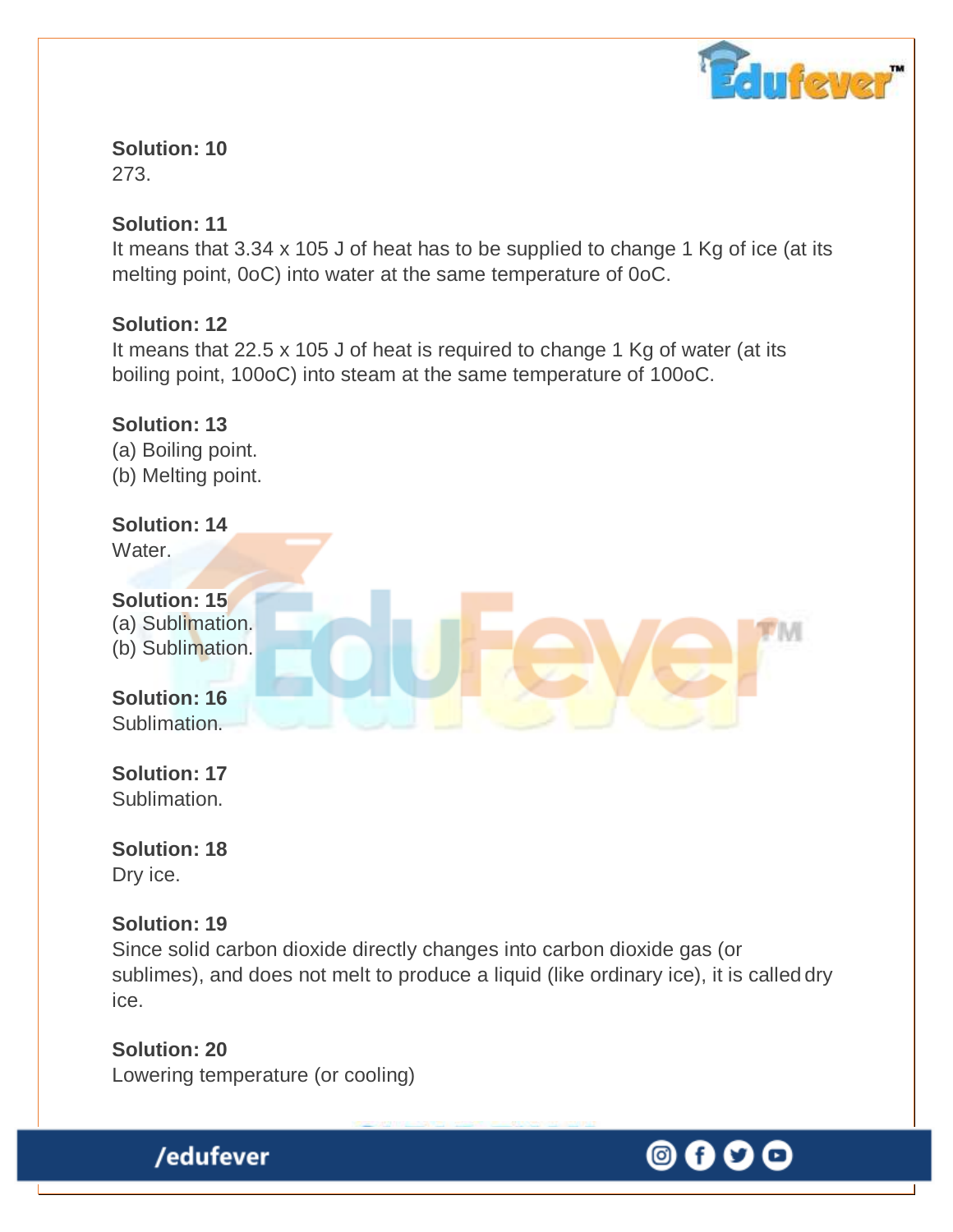**Solution: 10**
273.

**Solution: 11**
It means that $3.34 \times 10^5$ J of heat has to be supplied to change 1 Kg of ice (at its melting point, $0^oC$) into water at the same temperature of $0^oC$.

**Solution: 12**
It means that $22.5 \times 10^5$ J of heat is required to change 1 Kg of water (at its boiling point, $100^oC$) into steam at the same temperature of $100^oC$.

**Solution: 13**
(a) Boiling point.
(b) Melting point.

**Solution: 14**
Water.

**Solution: 15**
(a) Sublimation.
(b) Sublimation.

**Solution: 16**
Sublimation.

**Solution: 17**
Sublimation.

**Solution: 18**
Dry ice.

**Solution: 19**
Since solid carbon dioxide directly changes into carbon dioxide gas (or sublimes), and does not melt to produce a liquid (like ordinary ice), it is called dry ice.

**Solution: 20**
Lowering temperature (or cooling)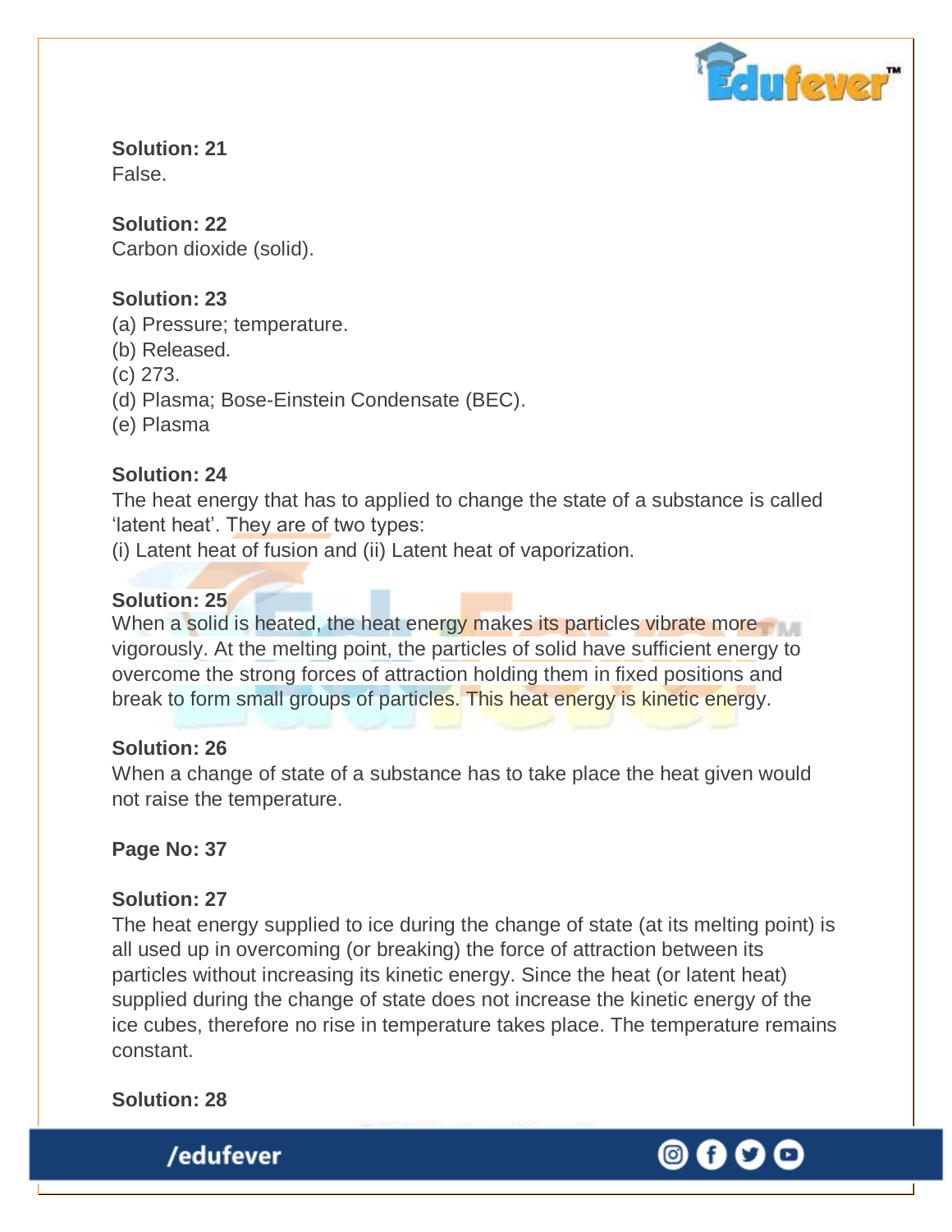**Solution: 21**
False.

**Solution: 22**
Carbon dioxide (solid).

**Solution: 23**
(a) Pressure; temperature.
(b) Released.
(c) 273.
(d) Plasma; Bose-Einstein Condensate (BEC).
(e) Plasma

**Solution: 24**
The heat energy that has to applied to change the state of a substance is called 'latent heat'. They are of two types:
(i) Latent heat of fusion and (ii) Latent heat of vaporization.

**Solution: 25**
When a solid is heated, the heat energy makes its particles vibrate more vigorously. At the melting point, the particles of solid have sufficient energy to overcome the strong forces of attraction holding them in fixed positions and break to form small groups of particles. This heat energy is kinetic energy.

**Solution: 26**
When a change of state of a substance has to take place the heat given would not raise the temperature.

**Page No: 37**

**Solution: 27**
The heat energy supplied to ice during the change of state (at its melting point) is all used up in overcoming (or breaking) the force of attraction between its particles without increasing its kinetic energy. Since the heat (or latent heat) supplied during the change of state does not increase the kinetic energy of the ice cubes, therefore no rise in temperature takes place. The temperature remains constant.

**Solution: 28**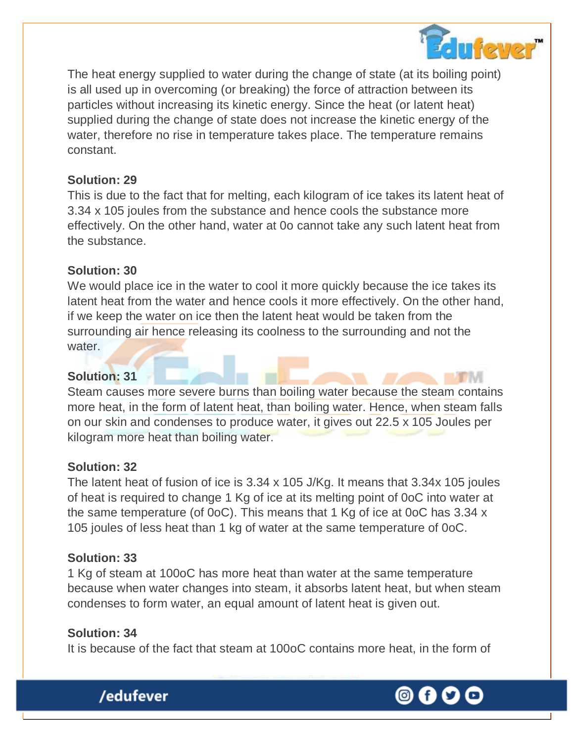The heat energy supplied to water during the change of state (at its boiling point) is all used up in overcoming (or breaking) the force of attraction between its particles without increasing its kinetic energy. Since the heat (or latent heat) supplied during the change of state does not increase the kinetic energy of the water, therefore no rise in temperature takes place. The temperature remains constant.

**Solution: 29**

This is due to the fact that for melting, each kilogram of ice takes its latent heat of 3.34 x 105 joules from the substance and hence cools the substance more effectively. On the other hand, water at 0o cannot take any such latent heat from the substance.

**Solution: 30**

We would place ice in the water to cool it more quickly because the ice takes its latent heat from the water and hence cools it more effectively. On the other hand, if we keep the water on ice then the latent heat would be taken from the surrounding air hence releasing its coolness to the surrounding and not the water.

**Solution: 31**

Steam causes more severe burns than boiling water because the steam contains more heat, in the form of latent heat, than boiling water. Hence, when steam falls on our skin and condenses to produce water, it gives out 22.5 x 105 Joules per kilogram more heat than boiling water.

**Solution: 32**

The latent heat of fusion of ice is 3.34 x 105 J/Kg. It means that 3.34x 105 joules of heat is required to change 1 Kg of ice at its melting point of 0oC into water at the same temperature (of 0oC). This means that 1 Kg of ice at 0oC has 3.34 x 105 joules of less heat than 1 kg of water at the same temperature of 0oC.

**Solution: 33**

1 Kg of steam at 100oC has more heat than water at the same temperature because when water changes into steam, it absorbs latent heat, but when steam condenses to form water, an equal amount of latent heat is given out.

**Solution: 34**

It is because of the fact that steam at 100oC contains more heat, in the form of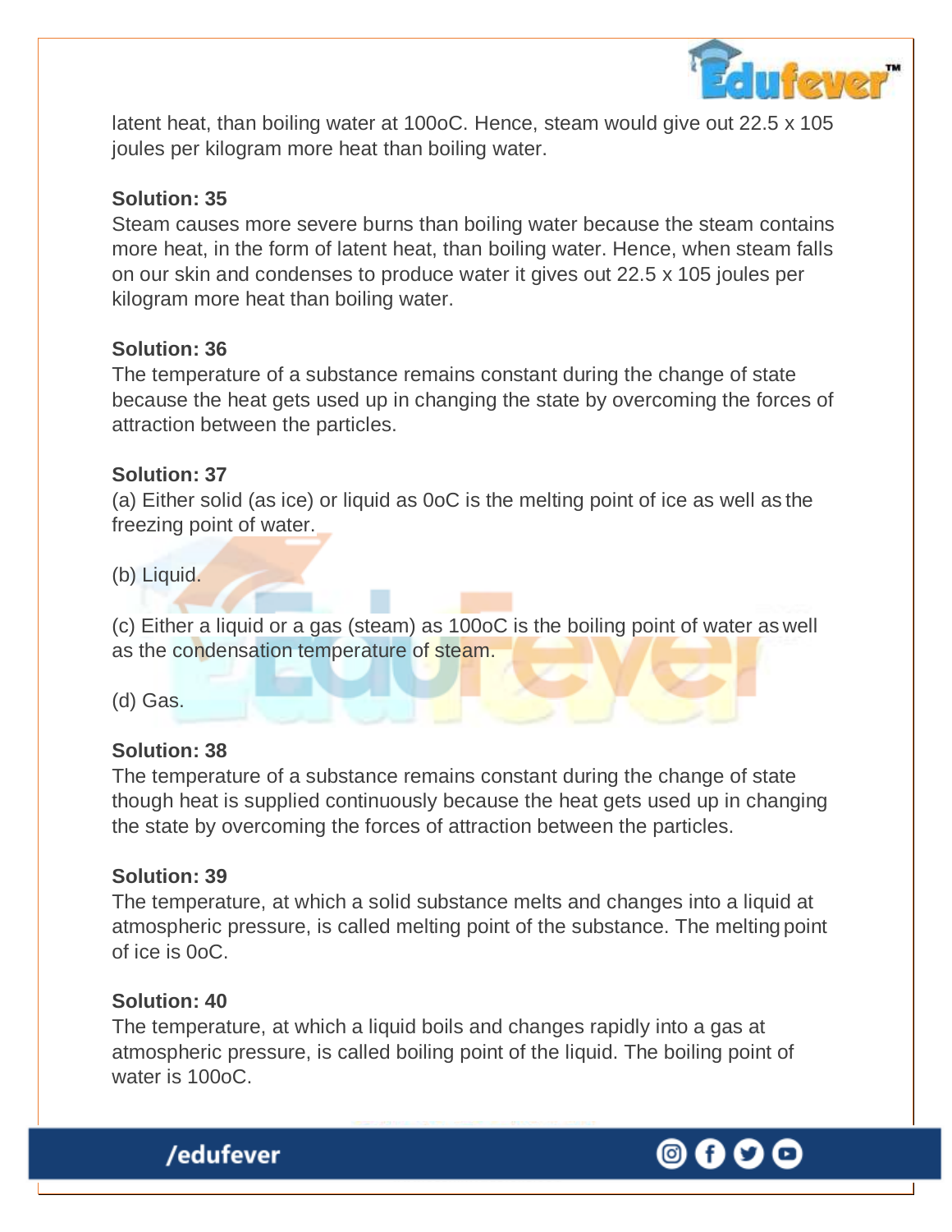latent heat, than boiling water at 100oC. Hence, steam would give out 22.5 x 105 joules per kilogram more heat than boiling water.

**Solution: 35**

Steam causes more severe burns than boiling water because the steam contains more heat, in the form of latent heat, than boiling water. Hence, when steam falls on our skin and condenses to produce water it gives out 22.5 x 105 joules per kilogram more heat than boiling water.

**Solution: 36**

The temperature of a substance remains constant during the change of state because the heat gets used up in changing the state by overcoming the forces of attraction between the particles.

**Solution: 37**

(a) Either solid (as ice) or liquid as 0oC is the melting point of ice as well as the freezing point of water.

(b) Liquid.

(c) Either a liquid or a gas (steam) as 100oC is the boiling point of water as well as the condensation temperature of steam.

(d) Gas.

**Solution: 38**

The temperature of a substance remains constant during the change of state though heat is supplied continuously because the heat gets used up in changing the state by overcoming the forces of attraction between the particles.

**Solution: 39**

The temperature, at which a solid substance melts and changes into a liquid at atmospheric pressure, is called melting point of the substance. The melting point of ice is 0oC.

**Solution: 40**

The temperature, at which a liquid boils and changes rapidly into a gas at atmospheric pressure, is called boiling point of the liquid. The boiling point of water is 100oC.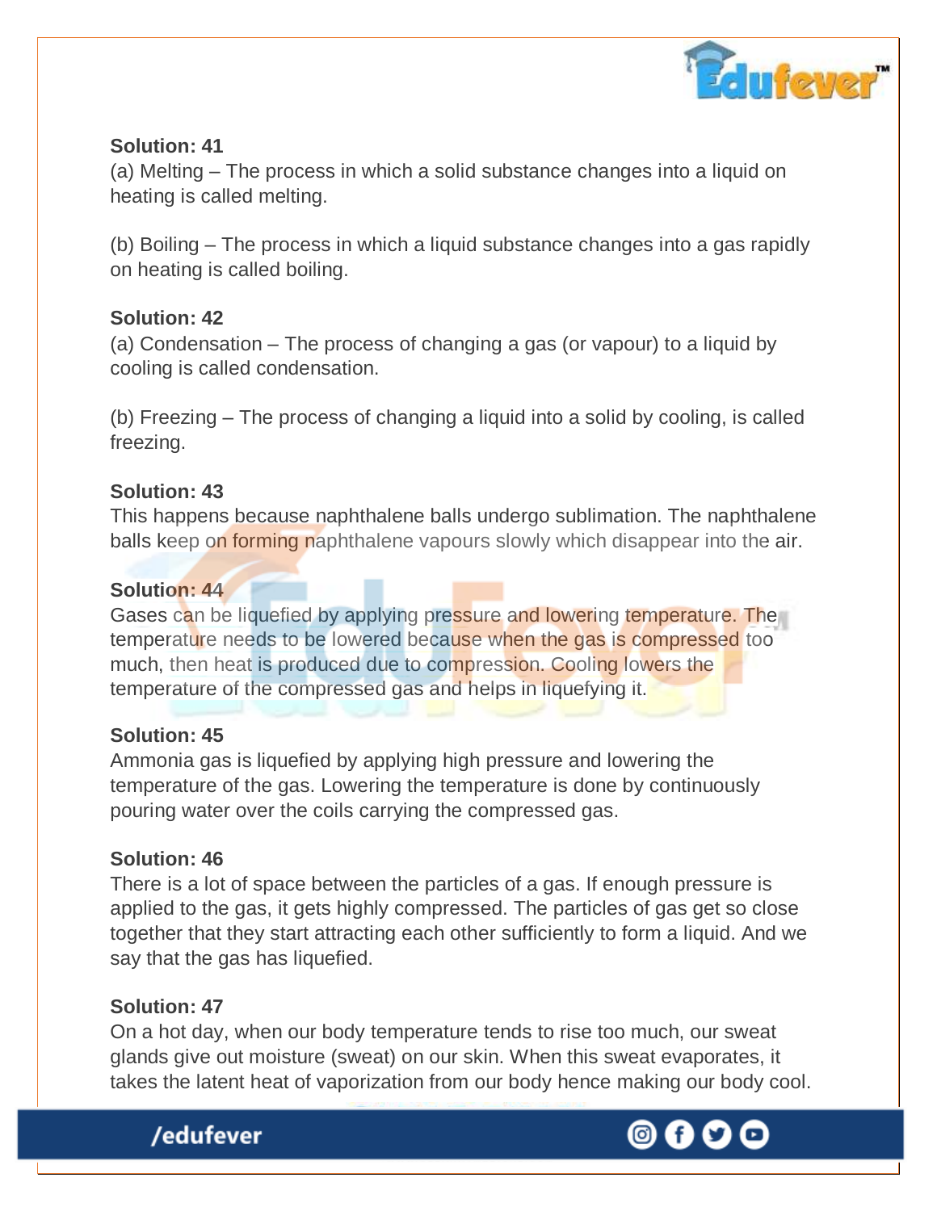**Solution: 41**

(a) Melting – The process in which a solid substance changes into a liquid on heating is called melting.

(b) Boiling – The process in which a liquid substance changes into a gas rapidly on heating is called boiling.

**Solution: 42**

(a) Condensation – The process of changing a gas (or vapour) to a liquid by cooling is called condensation.

(b) Freezing – The process of changing a liquid into a solid by cooling, is called freezing.

**Solution: 43**

This happens because naphthalene balls undergo sublimation. The naphthalene balls keep on forming naphthalene vapours slowly which disappear into the air.

**Solution: 44**

Gases can be liquefied by applying pressure and lowering temperature. The temperature needs to be lowered because when the gas is compressed too much, then heat is produced due to compression. Cooling lowers the temperature of the compressed gas and helps in liquefying it.

**Solution: 45**

Ammonia gas is liquefied by applying high pressure and lowering the temperature of the gas. Lowering the temperature is done by continuously pouring water over the coils carrying the compressed gas.

**Solution: 46**

There is a lot of space between the particles of a gas. If enough pressure is applied to the gas, it gets highly compressed. The particles of gas get so close together that they start attracting each other sufficiently to form a liquid. And we say that the gas has liquefied.

**Solution: 47**

On a hot day, when our body temperature tends to rise too much, our sweat glands give out moisture (sweat) on our skin. When this sweat evaporates, it takes the latent heat of vaporization from our body hence making our body cool.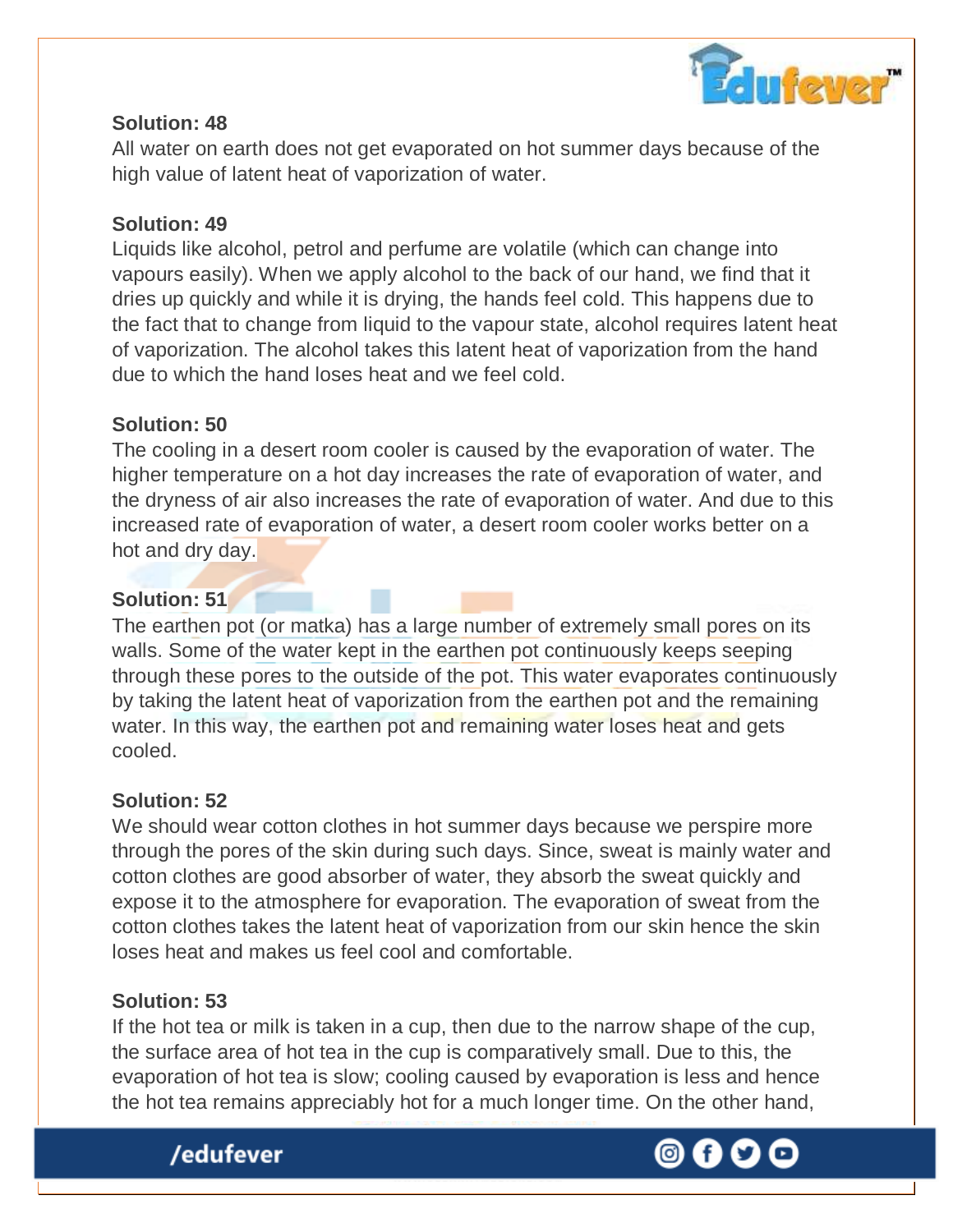**Solution: 48**

All water on earth does not get evaporated on hot summer days because of the high value of latent heat of vaporization of water.

**Solution: 49**

Liquids like alcohol, petrol and perfume are volatile (which can change into vapours easily). When we apply alcohol to the back of our hand, we find that it dries up quickly and while it is drying, the hands feel cold. This happens due to the fact that to change from liquid to the vapour state, alcohol requires latent heat of vaporization. The alcohol takes this latent heat of vaporization from the hand due to which the hand loses heat and we feel cold.

**Solution: 50**

The cooling in a desert room cooler is caused by the evaporation of water. The higher temperature on a hot day increases the rate of evaporation of water, and the dryness of air also increases the rate of evaporation of water. And due to this increased rate of evaporation of water, a desert room cooler works better on a hot and dry day.

**Solution: 51**

The earthen pot (or matka) has a large number of extremely small pores on its walls. Some of the water kept in the earthen pot continuously keeps seeping through these pores to the outside of the pot. This water evaporates continuously by taking the latent heat of vaporization from the earthen pot and the remaining water. In this way, the earthen pot and remaining water loses heat and gets cooled.

**Solution: 52**

We should wear cotton clothes in hot summer days because we perspire more through the pores of the skin during such days. Since, sweat is mainly water and cotton clothes are good absorber of water, they absorb the sweat quickly and expose it to the atmosphere for evaporation. The evaporation of sweat from the cotton clothes takes the latent heat of vaporization from our skin hence the skin loses heat and makes us feel cool and comfortable.

**Solution: 53**

If the hot tea or milk is taken in a cup, then due to the narrow shape of the cup, the surface area of hot tea in the cup is comparatively small. Due to this, the evaporation of hot tea is slow; cooling caused by evaporation is less and hence the hot tea remains appreciably hot for a much longer time. On the other hand,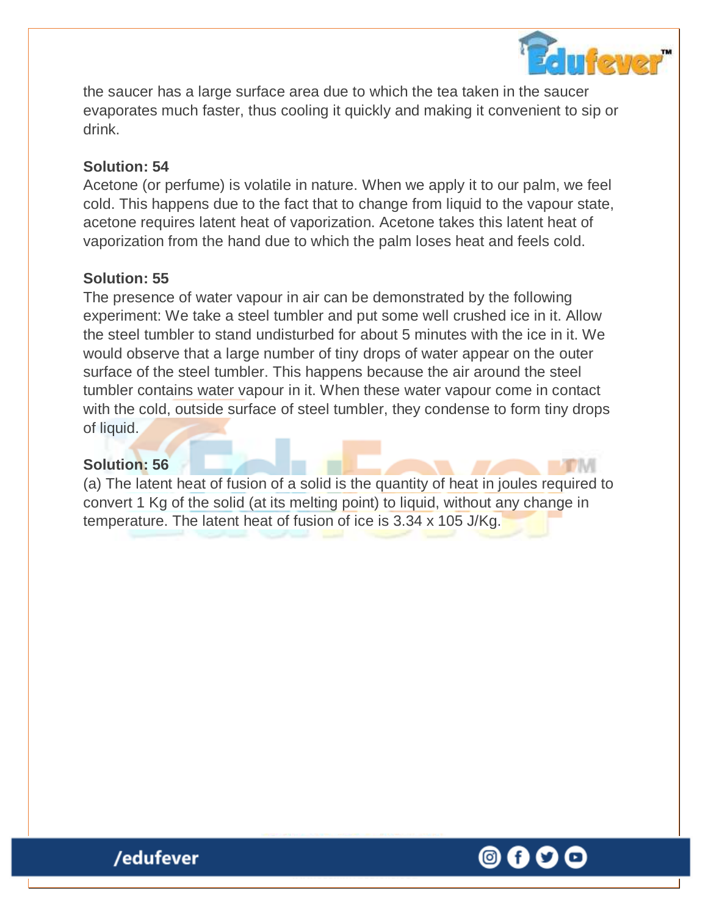the saucer has a large surface area due to which the tea taken in the saucer evaporates much faster, thus cooling it quickly and making it convenient to sip or drink.

**Solution: 54**

Acetone (or perfume) is volatile in nature. When we apply it to our palm, we feel cold. This happens due to the fact that to change from liquid to the vapour state, acetone requires latent heat of vaporization. Acetone takes this latent heat of vaporization from the hand due to which the palm loses heat and feels cold.

**Solution: 55**

The presence of water vapour in air can be demonstrated by the following experiment: We take a steel tumbler and put some well crushed ice in it. Allow the steel tumbler to stand undisturbed for about 5 minutes with the ice in it. We would observe that a large number of tiny drops of water appear on the outer surface of the steel tumbler. This happens because the air around the steel tumbler contains water vapour in it. When these water vapour come in contact with the cold, outside surface of steel tumbler, they condense to form tiny drops of liquid.

**Solution: 56**

(a) The latent heat of fusion of a solid is the quantity of heat in joules required to convert 1 Kg of the solid (at its melting point) to liquid, without any change in temperature. The latent heat of fusion of ice is 3.34 x 105 J/Kg.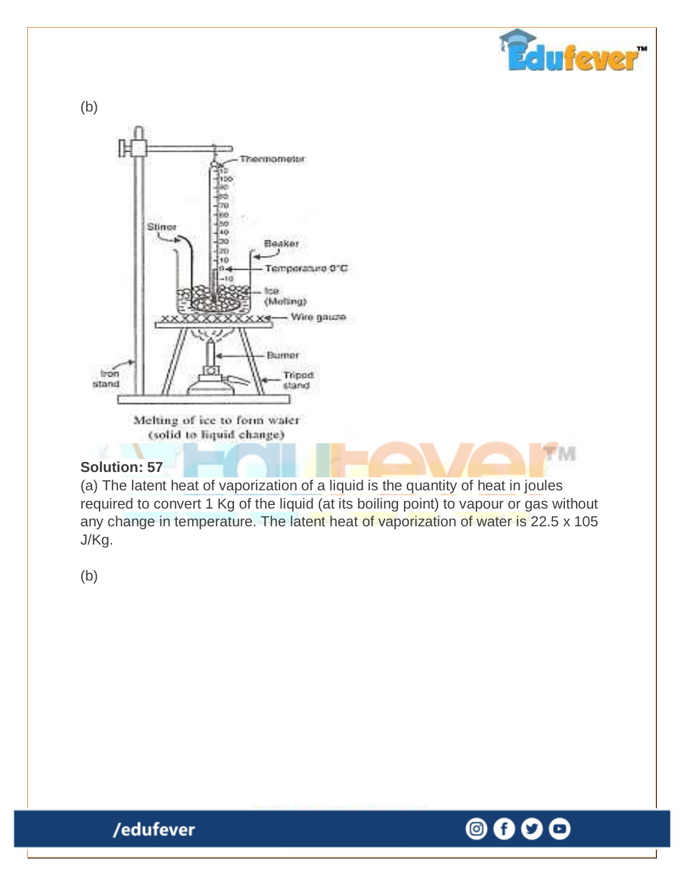(b)

Melting of ice to form water
(solid to liquid change)

**Solution: 57**

(a) The latent heat of vaporization of a liquid is the quantity of heat in joules required to convert 1 Kg of the liquid (at its boiling point) to vapour or gas without any change in temperature. The latent heat of vaporization of water is 22.5 x 105 J/Kg.

(b)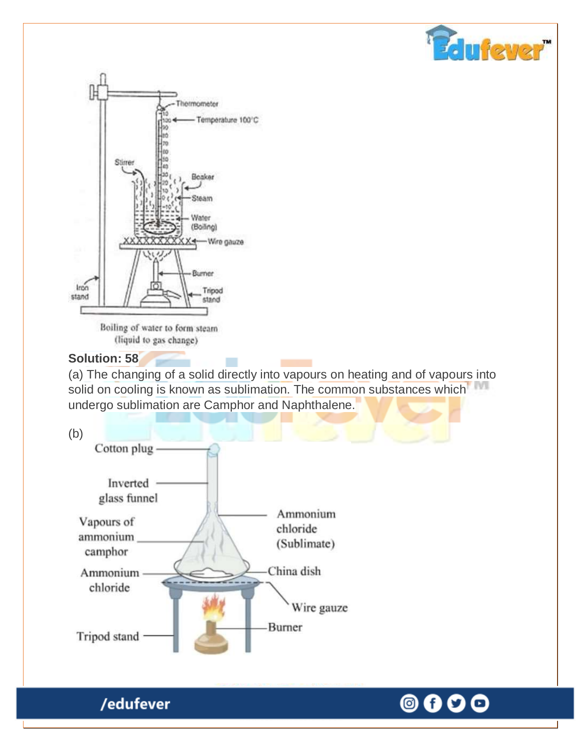Boiling of water to form steam
(liquid to gas change)

**Solution: 58**

(a) The changing of a solid directly into vapours on heating and of vapours into solid on cooling is known as sublimation. The common substances which undergo sublimation are Camphor and Naphthalene.

(b)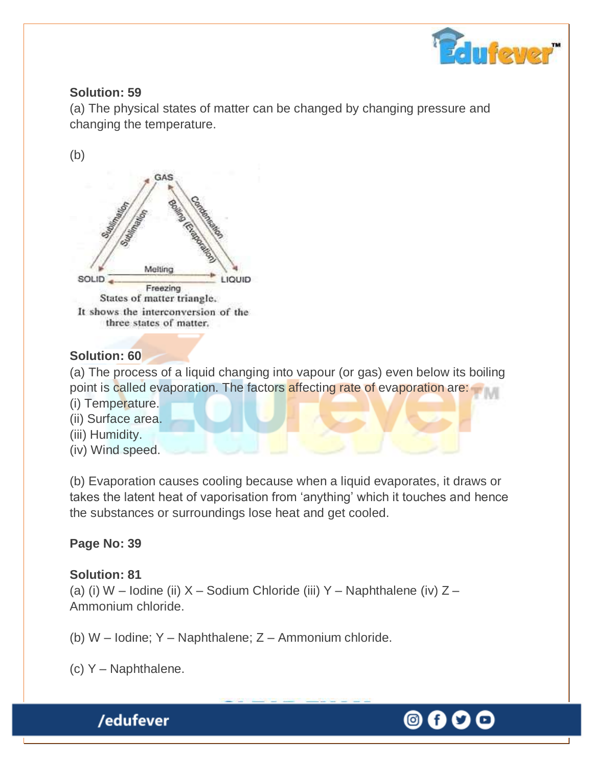**Solution: 59**

(a) The physical states of matter can be changed by changing pressure and changing the temperature.

(b)

States of matter triangle.
It shows the interconversion of the three states of matter.

**Solution: 60**

(a) The process of a liquid changing into vapour (or gas) even below its boiling point is called evaporation. The factors affecting rate of evaporation are:

(i) Temperature.
(ii) Surface area.
(iii) Humidity.
(iv) Wind speed.

(b) Evaporation causes cooling because when a liquid evaporates, it draws or takes the latent heat of vaporisation from 'anything' which it touches and hence the substances or surroundings lose heat and get cooled.

**Page No: 39**

**Solution: 81**

(a) (i) W – Iodine (ii) X – Sodium Chloride (iii) Y – Naphthalene (iv) Z – Ammonium chloride.

(b) W – Iodine; Y – Naphthalene; Z – Ammonium chloride.

(c) Y – Naphthalene.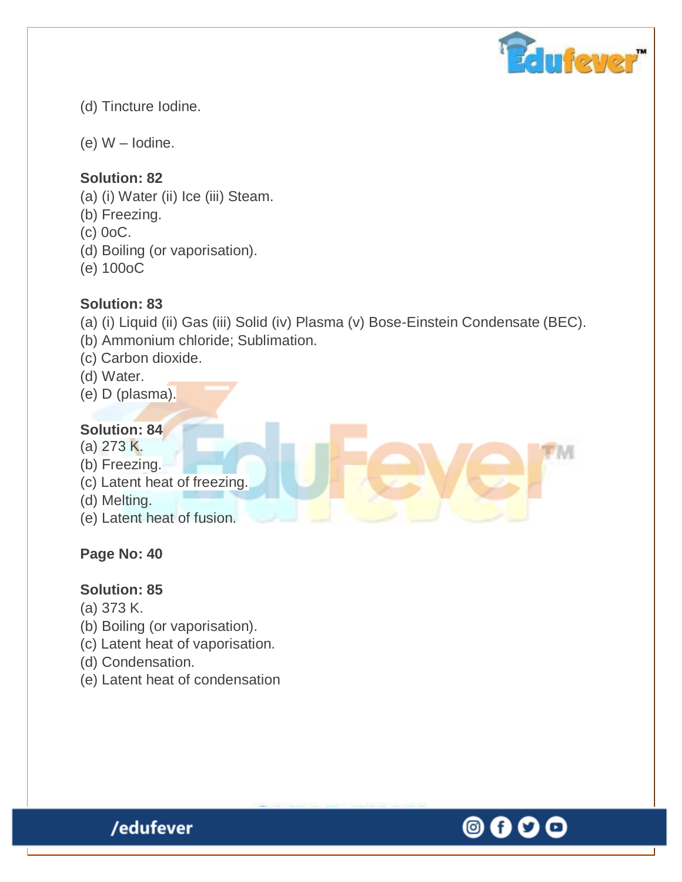(d) Tincture Iodine.

(e) W – Iodine.

**Solution: 82**

(a) (i) Water (ii) Ice (iii) Steam.
(b) Freezing.
(c) 0oC.
(d) Boiling (or vaporisation).
(e) 100oC

**Solution: 83**

(a) (i) Liquid (ii) Gas (iii) Solid (iv) Plasma (v) Bose-Einstein Condensate (BEC).
(b) Ammonium chloride; Sublimation.
(c) Carbon dioxide.
(d) Water.
(e) D (plasma).

**Solution: 84**

(a) 273 K.
(b) Freezing.
(c) Latent heat of freezing.
(d) Melting.
(e) Latent heat of fusion.

**Page No: 40**

**Solution: 85**

(a) 373 K.
(b) Boiling (or vaporisation).
(c) Latent heat of vaporisation.
(d) Condensation.
(e) Latent heat of condensation